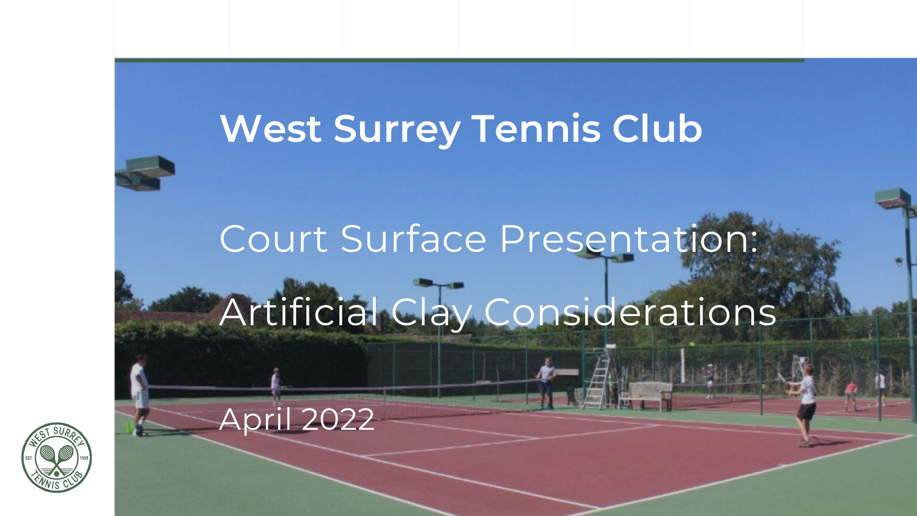# West Surrey Tennis Club

## Court Surface Presentation:

## Artificial Clay Considerations

April 2022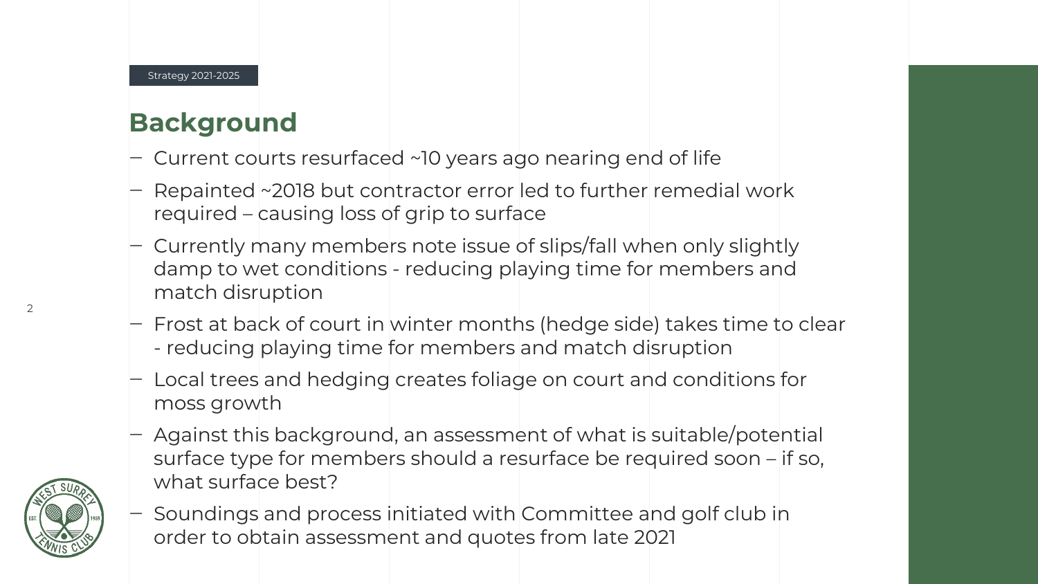Strategy 2021-2025

## Background

- Current courts resurfaced ~10 years ago nearing end of life
- Repainted ~2018 but contractor error led to further remedial work required – causing loss of grip to surface
- Currently many members note issue of slips/fall when only slightly damp to wet conditions - reducing playing time for members and match disruption
- Frost at back of court in winter months (hedge side) takes time to clear - reducing playing time for members and match disruption
- Local trees and hedging creates foliage on court and conditions for moss growth
- Against this background, an assessment of what is suitable/potential surface type for members should a resurface be required soon – if so, what surface best?
- Soundings and process initiated with Committee and golf club in order to obtain assessment and quotes from late 2021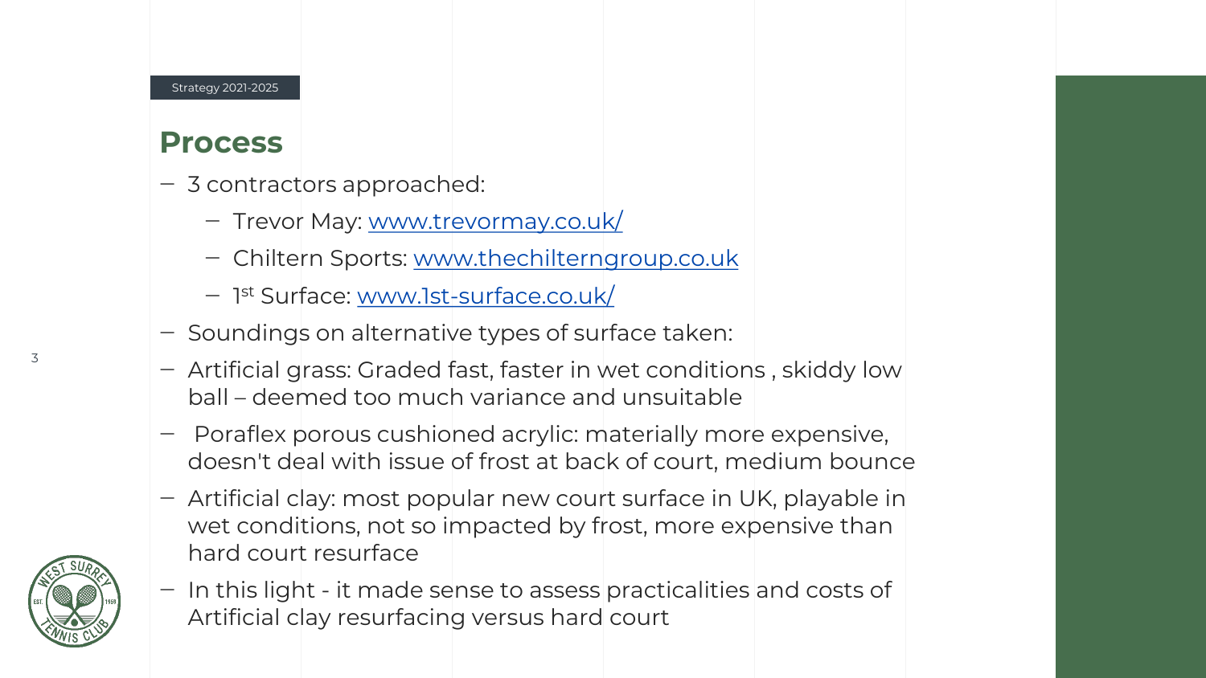Strategy 2021-2025

# Process

- 3 contractors approached:
  - Trevor May: [www.trevormay.co.uk/](www.trevormay.co.uk/)
  - Chiltern Sports: [www.thechilterngroup.co.uk](www.thechilterngroup.co.uk)
  - 1st Surface: [www.1st-surface.co.uk/](www.1st-surface.co.uk/)
- Soundings on alternative types of surface taken:
- Artificial grass: Graded fast, faster in wet conditions , skiddy low ball – deemed too much variance and unsuitable
- Poraflex porous cushioned acrylic: materially more expensive, doesn't deal with issue of frost at back of court, medium bounce
- Artificial clay: most popular new court surface in UK, playable in wet conditions, not so impacted by frost, more expensive than hard court resurface
- In this light - it made sense to assess practicalities and costs of Artificial clay resurfacing versus hard court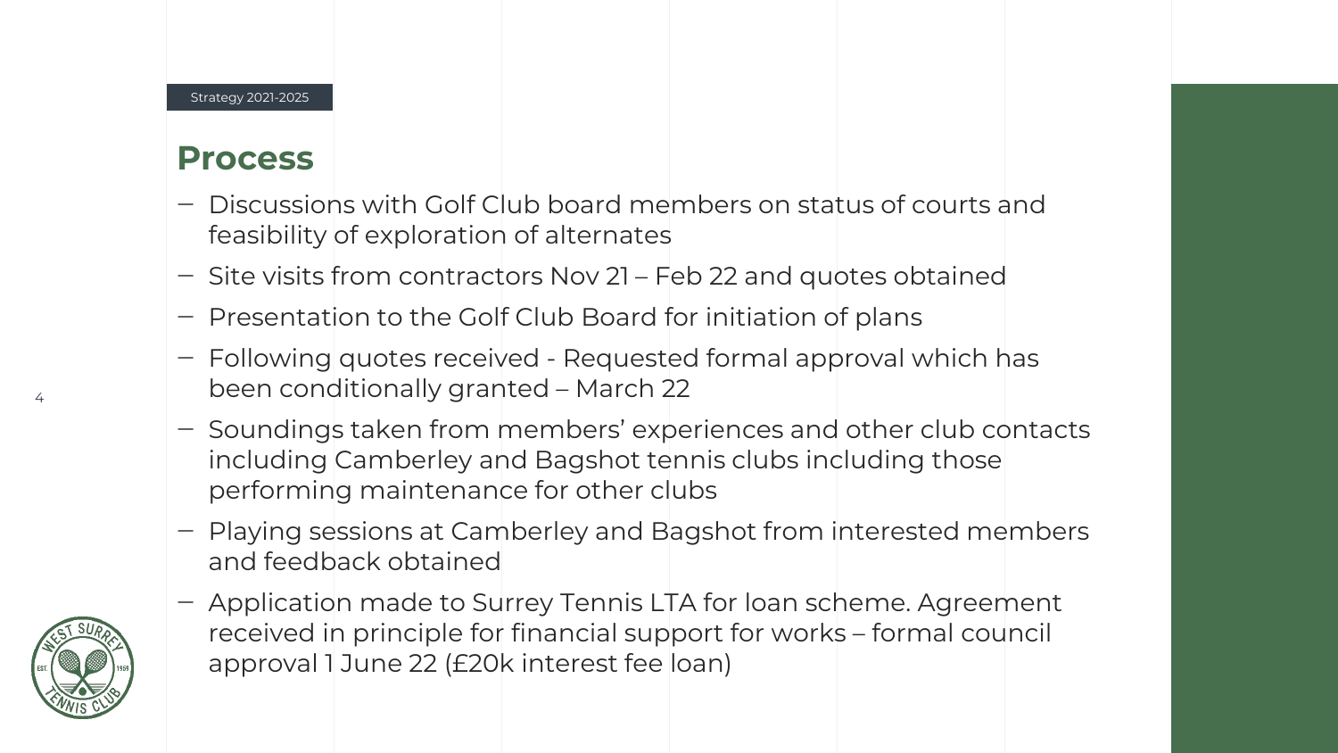Strategy 2021-2025

## Process

- Discussions with Golf Club board members on status of courts and feasibility of exploration of alternates
- Site visits from contractors Nov 21 – Feb 22 and quotes obtained
- Presentation to the Golf Club Board for initiation of plans
- Following quotes received - Requested formal approval which has been conditionally granted – March 22
- Soundings taken from members' experiences and other club contacts including Camberley and Bagshot tennis clubs including those performing maintenance for other clubs
- Playing sessions at Camberley and Bagshot from interested members and feedback obtained
- Application made to Surrey Tennis LTA for loan scheme. Agreement received in principle for financial support for works – formal council approval 1 June 22 (£20k interest fee loan)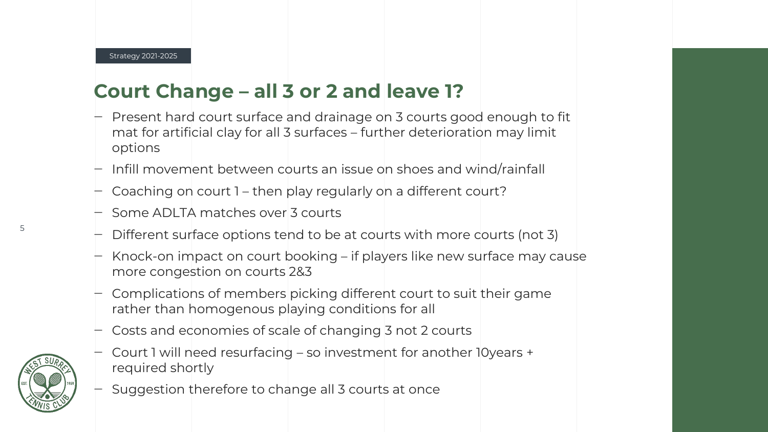Strategy 2021-2025

# Court Change – all 3 or 2 and leave 1?

- Present hard court surface and drainage on 3 courts good enough to fit mat for artificial clay for all 3 surfaces – further deterioration may limit options
- Infill movement between courts an issue on shoes and wind/rainfall
- Coaching on court 1 – then play regularly on a different court?
- Some ADLTA matches over 3 courts
- Different surface options tend to be at courts with more courts (not 3)
- Knock-on impact on court booking – if players like new surface may cause more congestion on courts 2&3
- Complications of members picking different court to suit their game rather than homogenous playing conditions for all
- Costs and economies of scale of changing 3 not 2 courts
- Court 1 will need resurfacing – so investment for another 10years + required shortly
- Suggestion therefore to change all 3 courts at once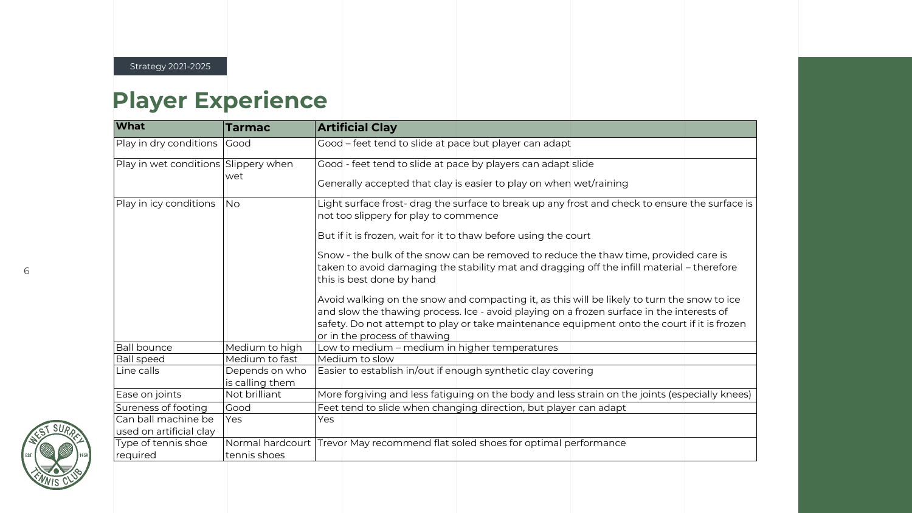Strategy 2021-2025

# Player Experience

| What | Tarmac | Artificial Clay |
|---|---|---|
| Play in dry conditions | Good | Good – feet tend to slide at pace but player can adapt |
| Play in wet conditions | Slippery when wet | Good - feet tend to slide at pace by players can adapt slide<br><br>Generally accepted that clay is easier to play on when wet/raining |
| Play in icy conditions | No | Light surface frost- drag the surface to break up any frost and check to ensure the surface is not too slippery for play to commence<br><br>But if it is frozen, wait for it to thaw before using the court<br><br>Snow - the bulk of the snow can be removed to reduce the thaw time, provided care is taken to avoid damaging the stability mat and dragging off the infill material – therefore this is best done by hand<br><br>Avoid walking on the snow and compacting it, as this will be likely to turn the snow to ice and slow the thawing process. Ice - avoid playing on a frozen surface in the interests of safety. Do not attempt to play or take maintenance equipment onto the court if it is frozen or in the process of thawing |
| Ball bounce | Medium to high | Low to medium – medium in higher temperatures |
| Ball speed | Medium to fast | Medium to slow |
| Line calls | Depends on who is calling them | Easier to establish in/out if enough synthetic clay covering |
| Ease on joints | Not brilliant | More forgiving and less fatiguing on the body and less strain on the joints (especially knees) |
| Sureness of footing | Good | Feet tend to slide when changing direction, but player can adapt |
| Can ball machine be used on artificial clay | Yes | Yes |
| Type of tennis shoe required | Normal hardcourt tennis shoes | Trevor May recommend flat soled shoes for optimal performance |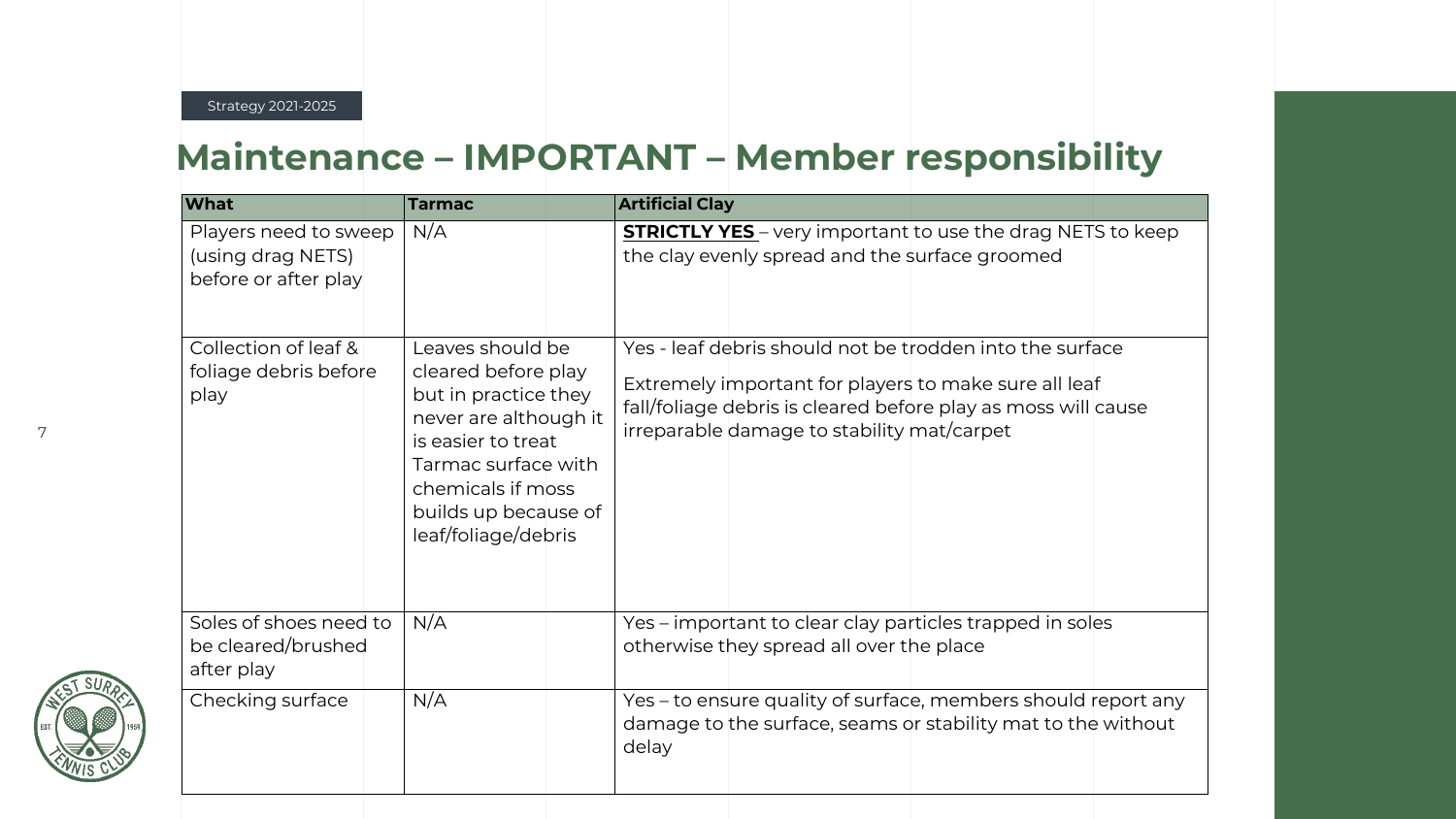Strategy 2021-2025

# Maintenance – IMPORTANT – Member responsibility

| What | Tarmac | Artificial Clay |
|---|---|---|
| Players need to sweep (using drag NETS) before or after play | N/A | **STRICTLY YES** – very important to use the drag NETS to keep the clay evenly spread and the surface groomed |
| Collection of leaf & foliage debris before play | Leaves should be cleared before play but in practice they never are although it is easier to treat Tarmac surface with chemicals if moss builds up because of leaf/foliage/debris | Yes - leaf debris should not be trodden into the surface<br><br>Extremely important for players to make sure all leaf fall/foliage debris is cleared before play as moss will cause irreparable damage to stability mat/carpet |
| Soles of shoes need to be cleared/brushed after play | N/A | Yes – important to clear clay particles trapped in soles otherwise they spread all over the place |
| Checking surface | N/A | Yes – to ensure quality of surface, members should report any damage to the surface, seams or stability mat to the without delay |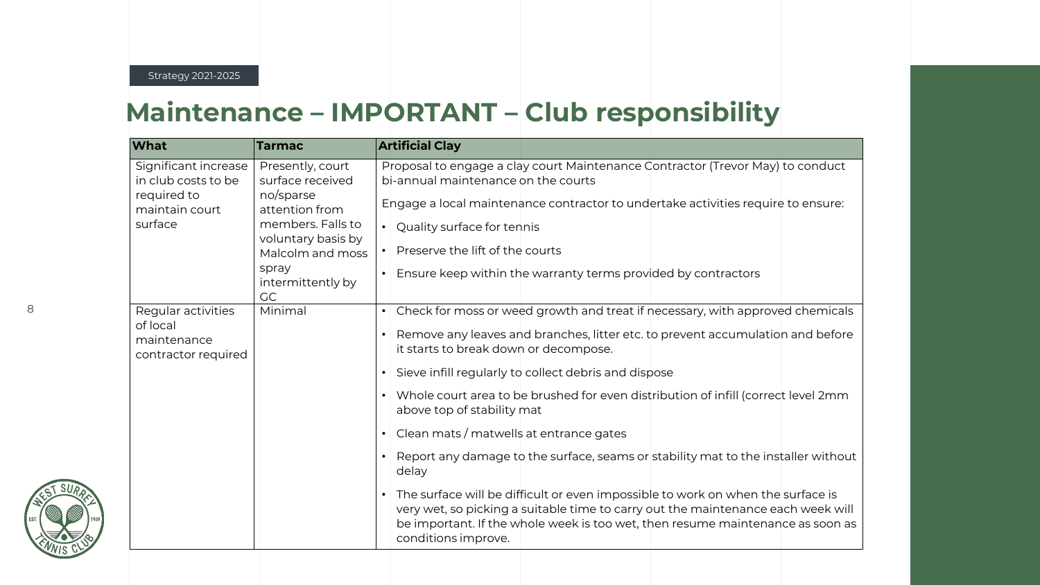Strategy 2021-2025

# Maintenance – IMPORTANT – Club responsibility

| What | Tarmac | Artificial Clay |
|---|---|---|
| Significant increase in club costs to be required to maintain court surface | Presently, court surface received no/sparse attention from members. Falls to voluntary basis by Malcolm and moss spray intermittently by GC | Proposal to engage a clay court Maintenance Contractor (Trevor May) to conduct bi-annual maintenance on the courts<br><br>Engage a local maintenance contractor to undertake activities require to ensure:<br>• Quality surface for tennis<br>• Preserve the lift of the courts<br>• Ensure keep within the warranty terms provided by contractors |
| Regular activities of local maintenance contractor required | Minimal | • Check for moss or weed growth and treat if necessary, with approved chemicals<br>• Remove any leaves and branches, litter etc. to prevent accumulation and before it starts to break down or decompose.<br>• Sieve infill regularly to collect debris and dispose<br>• Whole court area to be brushed for even distribution of infill (correct level 2mm above top of stability mat<br>• Clean mats / matwells at entrance gates<br>• Report any damage to the surface, seams or stability mat to the installer without delay<br>• The surface will be difficult or even impossible to work on when the surface is very wet, so picking a suitable time to carry out the maintenance each week will be important. If the whole week is too wet, then resume maintenance as soon as conditions improve. |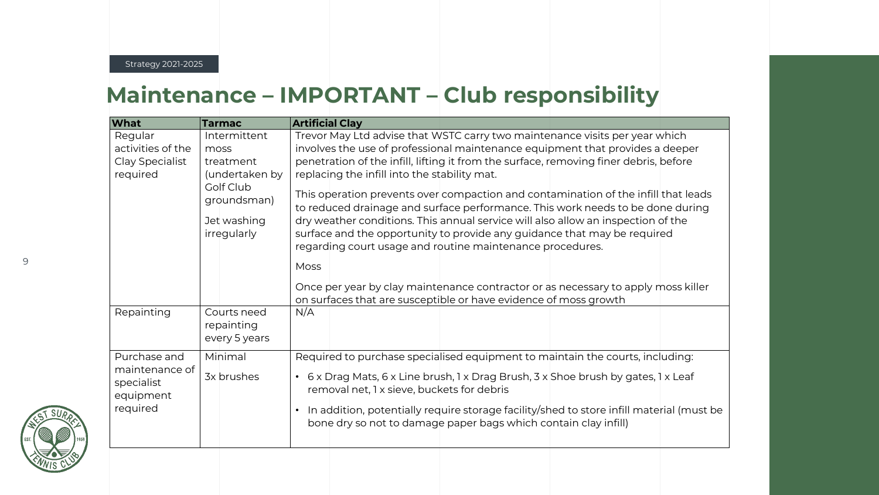Strategy 2021-2025

# Maintenance – IMPORTANT – Club responsibility

| What | Tarmac | Artificial Clay |
|---|---|---|
| Regular activities of the Clay Specialist required | Intermittent moss treatment (undertaken by Golf Club groundsman)<br><br>Jet washing irregularly | Trevor May Ltd advise that WSTC carry two maintenance visits per year which involves the use of professional maintenance equipment that provides a deeper penetration of the infill, lifting it from the surface, removing finer debris, before replacing the infill into the stability mat.<br><br>This operation prevents over compaction and contamination of the infill that leads to reduced drainage and surface performance. This work needs to be done during dry weather conditions. This annual service will also allow an inspection of the surface and the opportunity to provide any guidance that may be required regarding court usage and routine maintenance procedures.<br><br>Moss<br><br>Once per year by clay maintenance contractor or as necessary to apply moss killer on surfaces that are susceptible or have evidence of moss growth |
| Repainting | Courts need repainting every 5 years | N/A |
| Purchase and maintenance of specialist equipment required | Minimal<br><br>3x brushes | Required to purchase specialised equipment to maintain the courts, including:<br>• 6 x Drag Mats, 6 x Line brush, 1 x Drag Brush, 3 x Shoe brush by gates, 1 x Leaf removal net, 1 x sieve, buckets for debris<br>• In addition, potentially require storage facility/shed to store infill material (must be bone dry so not to damage paper bags which contain clay infill) |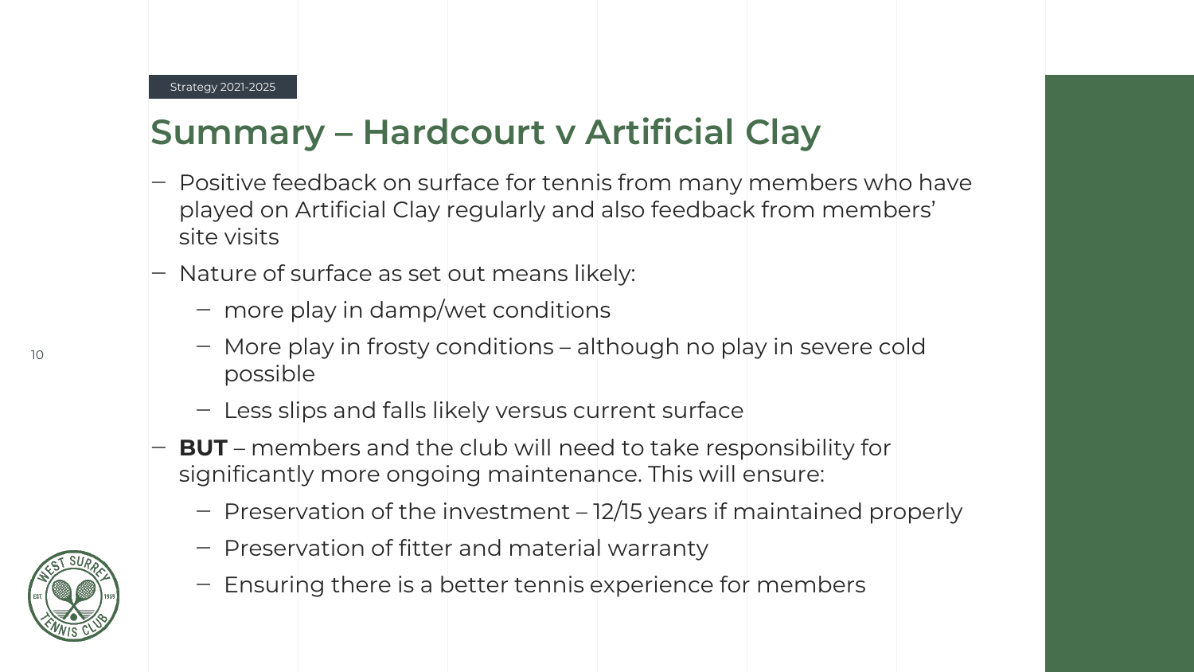Strategy 2021-2025

# Summary – Hardcourt v Artificial Clay

- Positive feedback on surface for tennis from many members who have played on Artificial Clay regularly and also feedback from members' site visits
- Nature of surface as set out means likely:
  - more play in damp/wet conditions
  - More play in frosty conditions – although no play in severe cold possible
  - Less slips and falls likely versus current surface
- **BUT** – members and the club will need to take responsibility for significantly more ongoing maintenance. This will ensure:
  - Preservation of the investment – 12/15 years if maintained properly
  - Preservation of fitter and material warranty
  - Ensuring there is a better tennis experience for members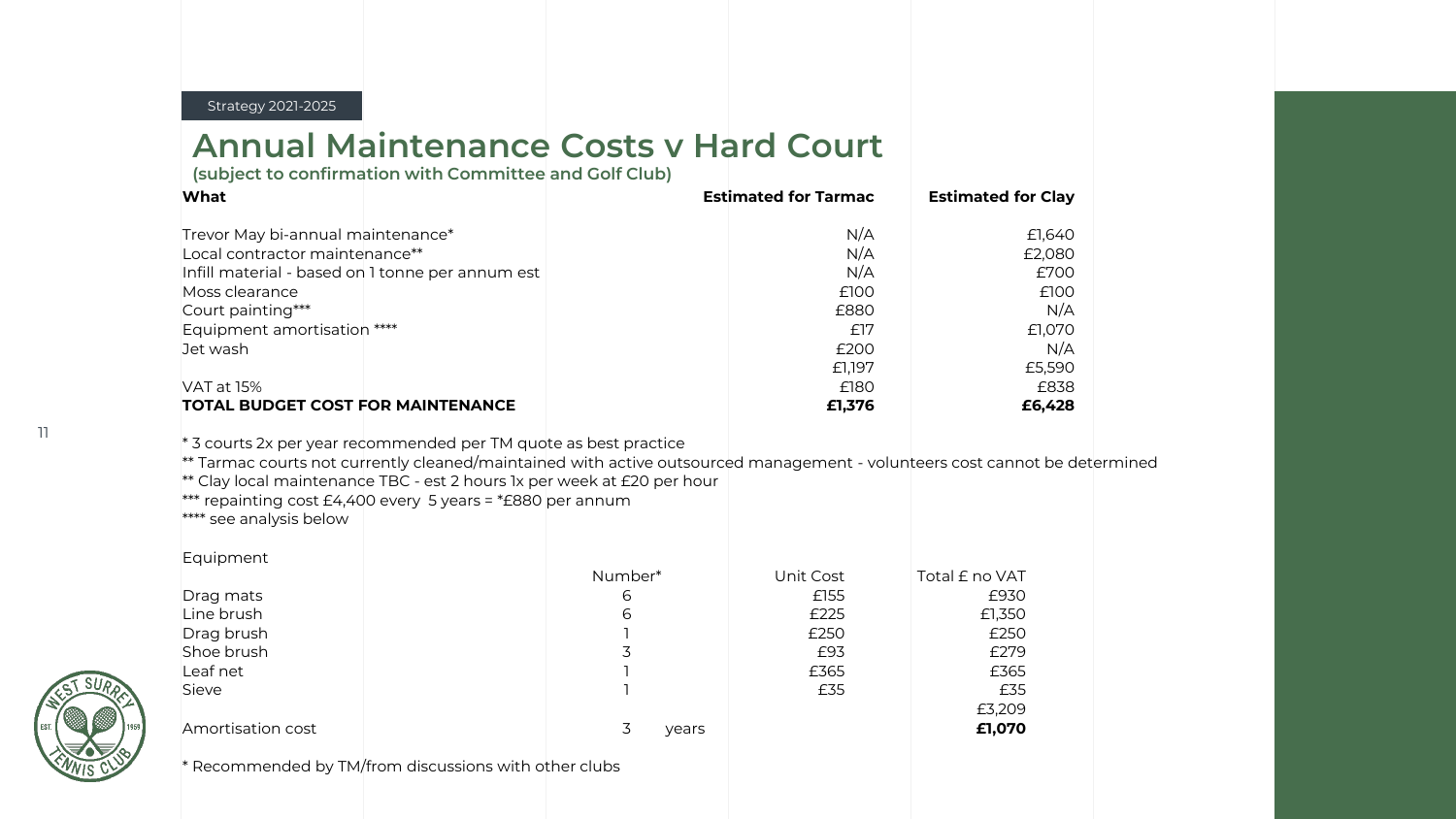Strategy 2021-2025

# Annual Maintenance Costs v Hard Court

**(subject to confirmation with Committee and Golf Club)**

| What | Estimated for Tarmac | Estimated for Clay |
|---|---|---|
| Trevor May bi-annual maintenance* | N/A | £1,640 |
| Local contractor maintenance** | N/A | £2,080 |
| Infill material - based on 1 tonne per annum est | N/A | £700 |
| Moss clearance | £100 | £100 |
| Court painting*** | £880 | N/A |
| Equipment amortisation **** | £17 | £1,070 |
| Jet wash | £200 | N/A |
| | £1,197 | £5,590 |
| VAT at 15% | £180 | £838 |
| **TOTAL BUDGET COST FOR MAINTENANCE** | **£1,376** | **£6,428** |

\* 3 courts 2x per year recommended per TM quote as best practice
** Tarmac courts not currently cleaned/maintained with active outsourced management - volunteers cost cannot be determined
** Clay local maintenance TBC - est 2 hours 1x per week at £20 per hour
*** repainting cost £4,400 every 5 years = *£880 per annum
**** see analysis below

| Equipment | Number* | | Unit Cost | Total £ no VAT |
|---|---|---|---|---|
| Drag mats | 6 | | £155 | £930 |
| Line brush | 6 | | £225 | £1,350 |
| Drag brush | 1 | | £250 | £250 |
| Shoe brush | 3 | | £93 | £279 |
| Leaf net | 1 | | £365 | £365 |
| Sieve | 1 | | £35 | £35 |
| | | | | £3,209 |
| Amortisation cost | 3 | years | | **£1,070** |

\* Recommended by TM/from discussions with other clubs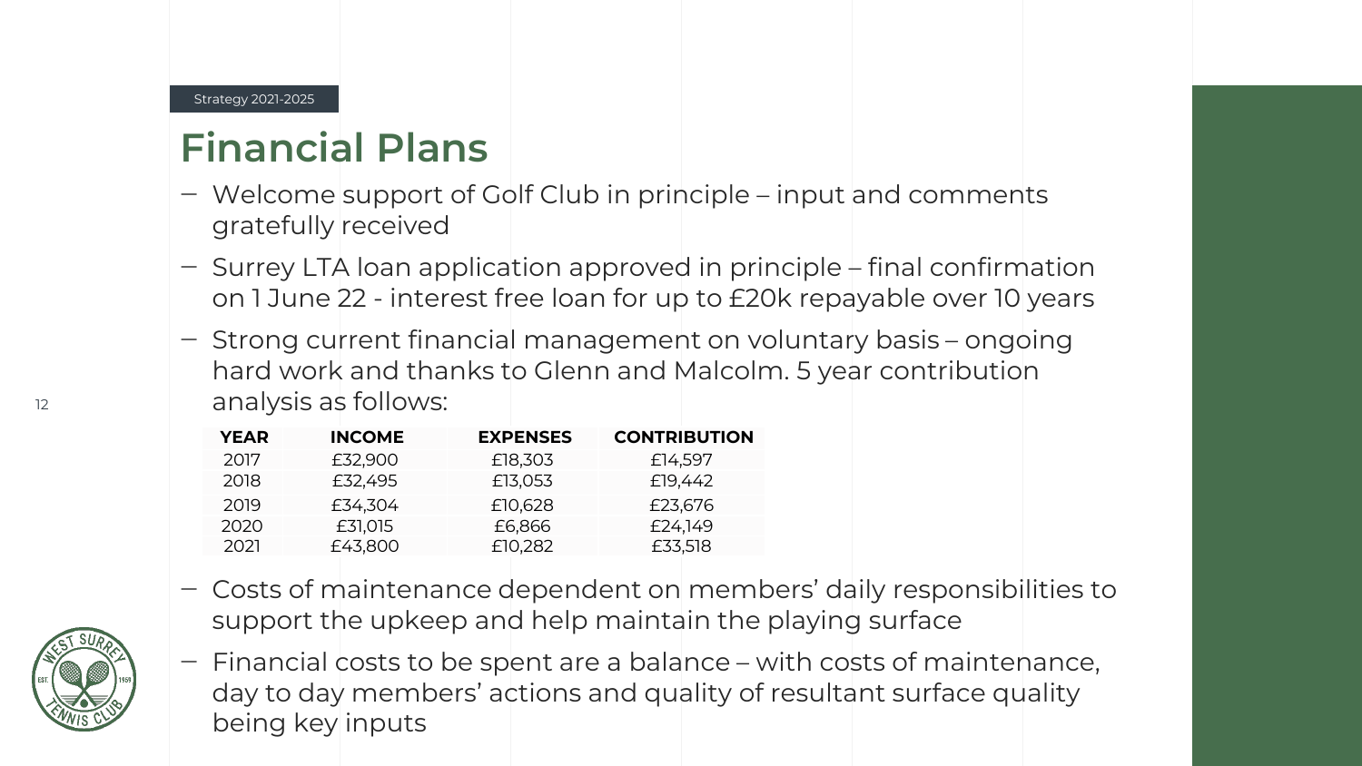Strategy 2021-2025

# Financial Plans

- Welcome support of Golf Club in principle – input and comments gratefully received
- Surrey LTA loan application approved in principle – final confirmation on 1 June 22 - interest free loan for up to £20k repayable over 10 years
- Strong current financial management on voluntary basis – ongoing hard work and thanks to Glenn and Malcolm. 5 year contribution analysis as follows:

| YEAR | INCOME | EXPENSES | CONTRIBUTION |
| --- | --- | --- | --- |
| 2017 | £32,900 | £18,303 | £14,597 |
| 2018 | £32,495 | £13,053 | £19,442 |
| 2019 | £34,304 | £10,628 | £23,676 |
| 2020 | £31,015 | £6,866 | £24,149 |
| 2021 | £43,800 | £10,282 | £33,518 |

- Costs of maintenance dependent on members' daily responsibilities to support the upkeep and help maintain the playing surface
- Financial costs to be spent are a balance – with costs of maintenance, day to day members' actions and quality of resultant surface quality being key inputs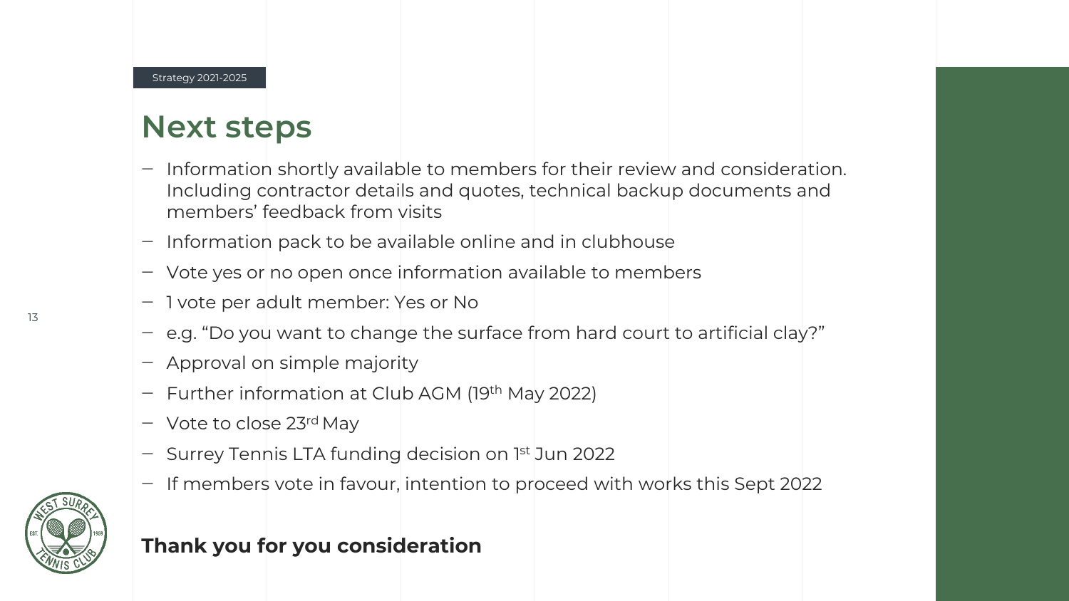Strategy 2021-2025

# Next steps

- Information shortly available to members for their review and consideration. Including contractor details and quotes, technical backup documents and members' feedback from visits
- Information pack to be available online and in clubhouse
- Vote yes or no open once information available to members
- 1 vote per adult member: Yes or No
- e.g. "Do you want to change the surface from hard court to artificial clay?"
- Approval on simple majority
- Further information at Club AGM (19th May 2022)
- Vote to close 23rd May
- Surrey Tennis LTA funding decision on 1st Jun 2022
- If members vote in favour, intention to proceed with works this Sept 2022

**Thank you for you consideration**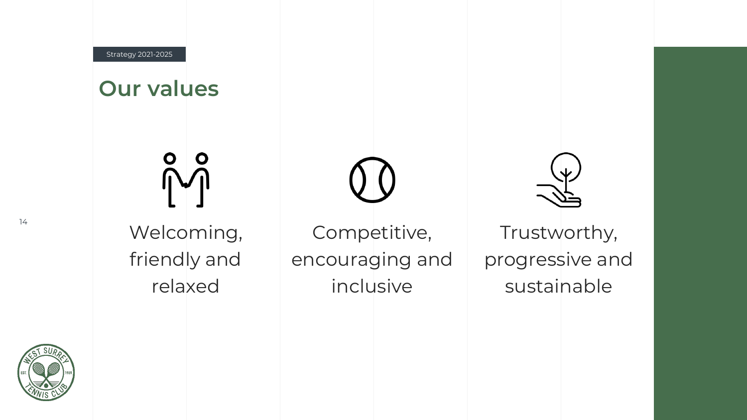Strategy 2021-2025

# Our values

Welcoming, friendly and relaxed

Competitive, encouraging and inclusive

Trustworthy, progressive and sustainable